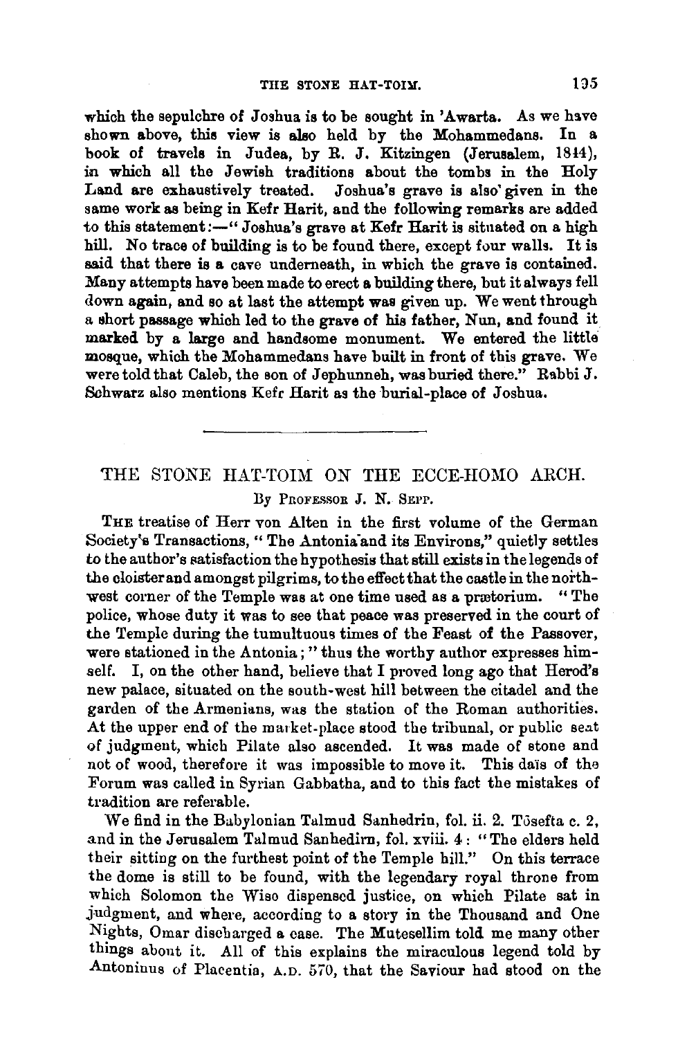which the sepulchre of Joshua is to be sought in 'Awarta. As we have shown above, this view is also held by the Mohammedans. In a book of travels in Judea, by R. J. Kitzingen (Jerusalem, 1844), in which all the Jewish traditions about the tombs in the Holy Land are exhaustively treated. Joshua's grave is also given in the same work as being in Kefr Harit, and the following remarks are added to this statement:—"Joshua's grave at Kefr Harit is situated on a high hill. No trace of building is to be found there, except four walls. It is said that there is a cave underneath, in which the grave is contained. Many attempts have been made to erect a building there, but it always fell down again, and so at last the attempt was given up. We went through a short passage which led to the grave of his father, Nun, and found it marked by a large and handsome monument. We entered the little mosque, which the Mohammedans have built in front of this grave. We were told that Caleb, the son of Jephunneh, was buried there." Rabbi J. Schwarz also mentions Kefr Harit as the burial-place of Joshua.

---

## THE STONE HAT-TOIM ON THE ECCE-HOMO ARCH.

By Professor J. N. Sepp.

The treatise of Herr von Alten in the first volume of the German Society's Transactions, "The Antonia and its Environs," quietly settles to the author's satisfaction the hypothesis that still exists in the legends of the cloister and amongst pilgrims, to the effect that the castle in the north-west corner of the Temple was at one time used as a prætorium. "The police, whose duty it was to see that peace was preserved in the court of the Temple during the tumultuous times of the Feast of the Passover, were stationed in the Antonia;" thus the worthy author expresses himself. I, on the other hand, believe that I proved long ago that Herod's new palace, situated on the south-west hill between the citadel and the garden of the Armenians, was the station of the Roman authorities. At the upper end of the market-place stood the tribunal, or public seat of judgment, which Pilate also ascended. It was made of stone and not of wood, therefore it was impossible to move it. This daïs of the Forum was called in Syrian Gabbatha, and to this fact the mistakes of tradition are referable.

We find in the Babylonian Talmud Sanhedrin, fol. ii. 2. Tōsefta c. 2, and in the Jerusalem Talmud Sanhedirn, fol. xviii. 4: "The elders held their sitting on the furthest point of the Temple hill." On this terrace the dome is still to be found, with the legendary royal throne from which Solomon the Wise dispensed justice, on which Pilate sat in judgment, and where, according to a story in the Thousand and One Nights, Omar discharged a case. The Mutesellim told me many other things about it. All of this explains the miraculous legend told by Antoninus of Placentia, A.D. 570, that the Saviour had stood on the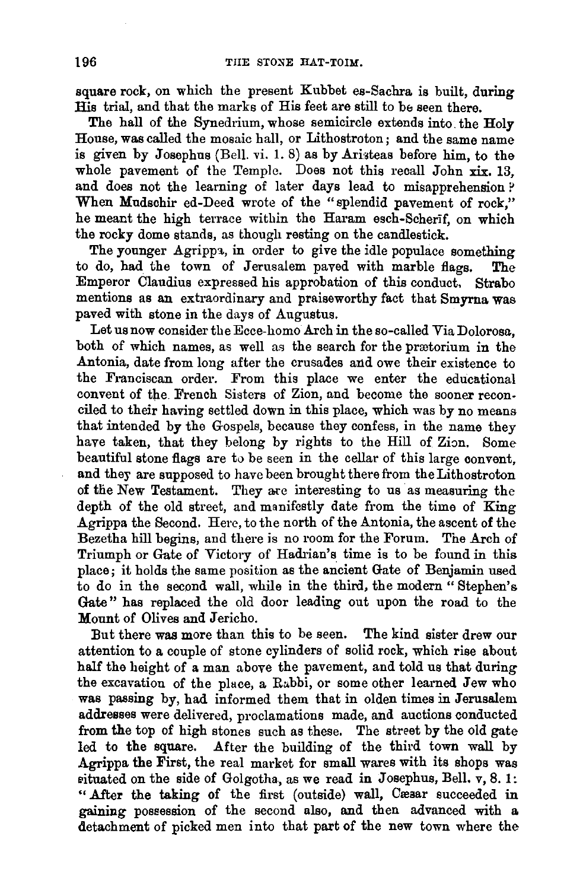square rock, on which the present Kubbet es-Sachra is built, during His trial, and that the marks of His feet are still to be seen there.

The hall of the Synedrium, whose semicircle extends into the Holy House, was called the mosaic hall, or Lithostroton; and the same name is given by Josephus (Bell. vi. 1. 8) as by Aristeas before him, to the whole pavement of the Temple. Does not this recall John xix. 13, and does not the learning of later days lead to misapprehension? When Mudschir ed-Deed wrote of the "splendid pavement of rock," he meant the high terrace within the Haram esch-Scherif, on which the rocky dome stands, as though resting on the candlestick.

The younger Agrippa, in order to give the idle populace something to do, had the town of Jerusalem paved with marble flags. The Emperor Claudius expressed his approbation of this conduct. Strabo mentions as an extraordinary and praiseworthy fact that Smyrna was paved with stone in the days of Augustus.

Let us now consider the Ecce-homo Arch in the so-called Via Dolorosa, both of which names, as well as the search for the prætorium in the Antonia, date from long after the crusades and owe their existence to the Franciscan order. From this place we enter the educational convent of the French Sisters of Zion, and become the sooner reconciled to their having settled down in this place, which was by no means that intended by the Gospels, because they confess, in the name they have taken, that they belong by rights to the Hill of Zion. Some beautiful stone flags are to be seen in the cellar of this large convent, and they are supposed to have been brought there from the Lithostroton of the New Testament. They are interesting to us as measuring the depth of the old street, and manifestly date from the time of King Agrippa the Second. Here, to the north of the Antonia, the ascent of the Bezetha hill begins, and there is no room for the Forum. The Arch of Triumph or Gate of Victory of Hadrian's time is to be found in this place; it holds the same position as the ancient Gate of Benjamin used to do in the second wall, while in the third, the modern "Stephen's Gate" has replaced the old door leading out upon the road to the Mount of Olives and Jericho.

But there was more than this to be seen. The kind sister drew our attention to a couple of stone cylinders of solid rock, which rise about half the height of a man above the pavement, and told us that during the excavation of the place, a Rabbi, or some other learned Jew who was passing by, had informed them that in olden times in Jerusalem addresses were delivered, proclamations made, and auctions conducted from the top of high stones such as these. The street by the old gate led to the square. After the building of the third town wall by Agrippa the First, the real market for small wares with its shops was situated on the side of Golgotha, as we read in Josephus, Bell. v, 8. 1: "After the taking of the first (outside) wall, Cæsar succeeded in gaining possession of the second also, and then advanced with a detachment of picked men into that part of the new town where the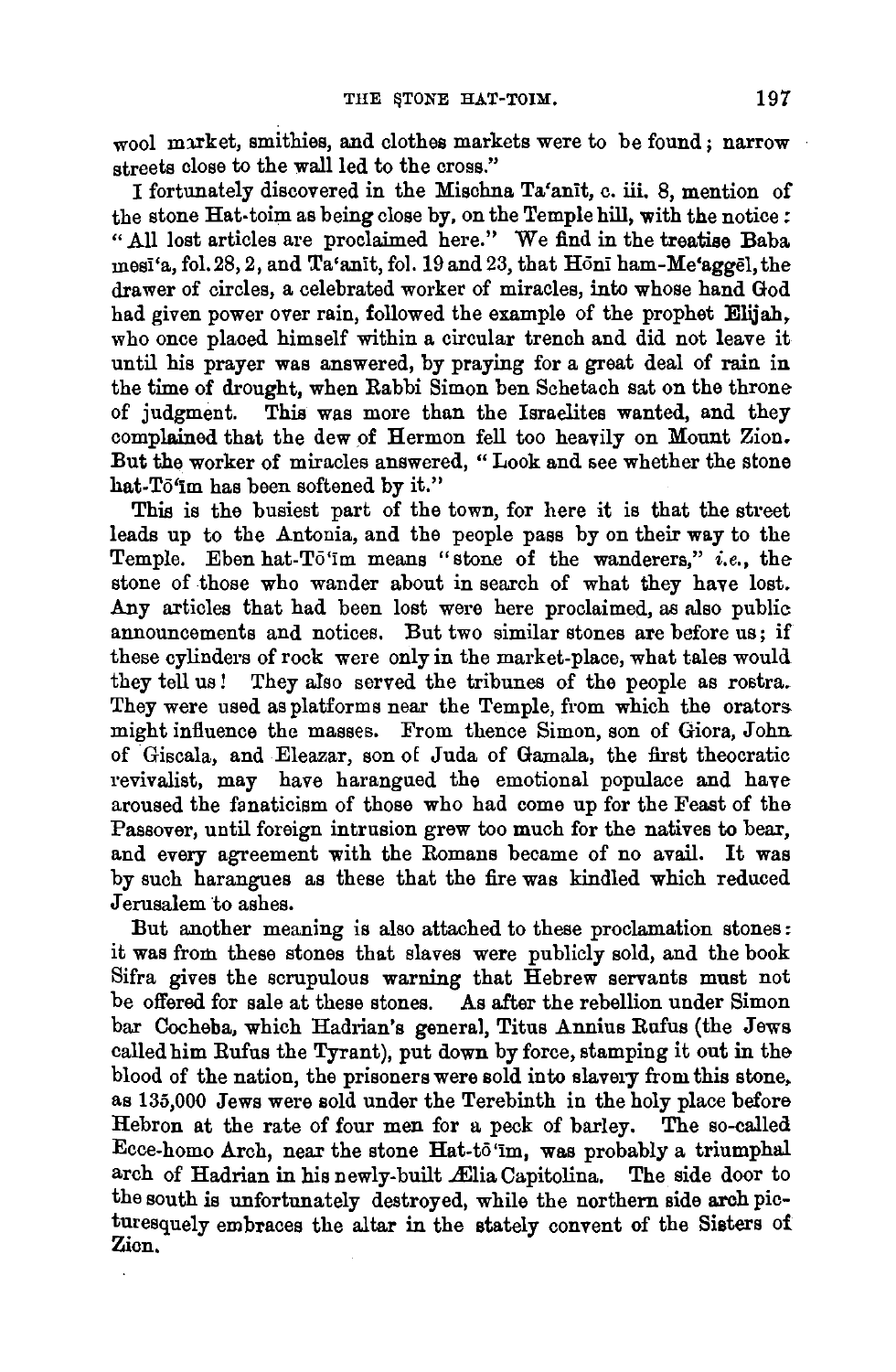wool market, smithies, and clothes markets were to be found; narrow streets close to the wall led to the cross."

I fortunately discovered in the Mischna Ta'anît, c. iii. 8, mention of the stone Hat-toim as being close by, on the Temple hill, with the notice: "All lost articles are proclaimed here." We find in the treatise Baba mesî'a, fol. 28, 2, and Ta'anît, fol. 19 and 23, that Hōnî ham-Me'aggēl, the drawer of circles, a celebrated worker of miracles, into whose hand God had given power over rain, followed the example of the prophet Elijah, who once placed himself within a circular trench and did not leave it until his prayer was answered, by praying for a great deal of rain in the time of drought, when Rabbi Simon ben Schetach sat on the throne of judgment. This was more than the Israelites wanted, and they complained that the dew of Hermon fell too heavily on Mount Zion. But the worker of miracles answered, "Look and see whether the stone hat-Tō'îm has been softened by it."

This is the busiest part of the town, for here it is that the street leads up to the Antonia, and the people pass by on their way to the Temple. Eben hat-Tō'îm means "stone of the wanderers," *i.e.*, the stone of those who wander about in search of what they have lost. Any articles that had been lost were here proclaimed, as also public announcements and notices. But two similar stones are before us; if these cylinders of rock were only in the market-place, what tales would they tell us! They also served the tribunes of the people as rostra. They were used as platforms near the Temple, from which the orators might influence the masses. From thence Simon, son of Giora, John of Giscala, and Eleazar, son of Juda of Gamala, the first theocratic revivalist, may have harangued the emotional populace and have aroused the fanaticism of those who had come up for the Feast of the Passover, until foreign intrusion grew too much for the natives to bear, and every agreement with the Romans became of no avail. It was by such harangues as these that the fire was kindled which reduced Jerusalem to ashes.

But another meaning is also attached to these proclamation stones: it was from these stones that slaves were publicly sold, and the book Sifra gives the scrupulous warning that Hebrew servants must not be offered for sale at these stones. As after the rebellion under Simon bar Cocheba, which Hadrian's general, Titus Annius Rufus (the Jews called him Rufus the Tyrant), put down by force, stamping it out in the blood of the nation, the prisoners were sold into slavery from this stone, as 135,000 Jews were sold under the Terebinth in the holy place before Hebron at the rate of four men for a peck of barley. The so-called Ecce-homo Arch, near the stone Hat-tō'îm, was probably a triumphal arch of Hadrian in his newly-built Ælia Capitolina. The side door to the south is unfortunately destroyed, while the northern side arch picturesquely embraces the altar in the stately convent of the Sisters of Zion.